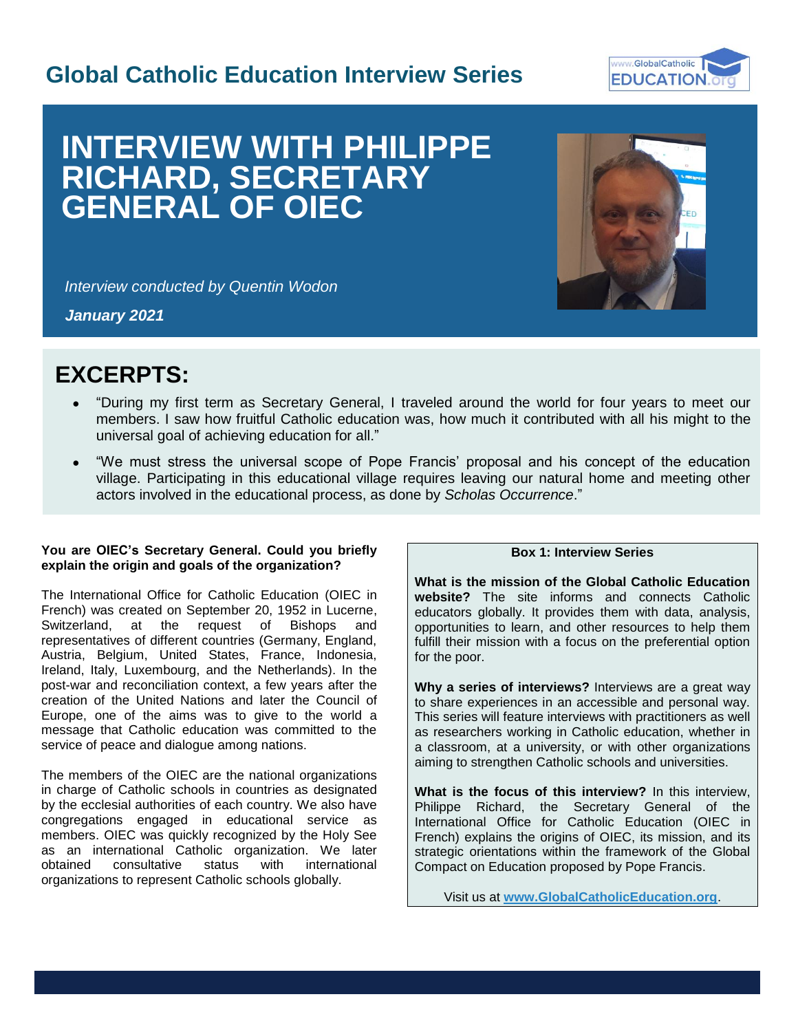# Global Catholic Education Interview Series

# INTERVIEW WITH PHILIPPE RICHARD, SECRETARY GENERAL OF OIEC

*Interview conducted by Quentin Wodon*

***January 2021***

## EXCERPTS:

- "During my first term as Secretary General, I traveled around the world for four years to meet our members. I saw how fruitful Catholic education was, how much it contributed with all his might to the universal goal of achieving education for all."
- "We must stress the universal scope of Pope Francis' proposal and his concept of the education village. Participating in this educational village requires leaving our natural home and meeting other actors involved in the educational process, as done by *Scholas Occurrence*."

**You are OIEC's Secretary General. Could you briefly explain the origin and goals of the organization?**

The International Office for Catholic Education (OIEC in French) was created on September 20, 1952 in Lucerne, Switzerland, at the request of Bishops and representatives of different countries (Germany, England, Austria, Belgium, United States, France, Indonesia, Ireland, Italy, Luxembourg, and the Netherlands). In the post-war and reconciliation context, a few years after the creation of the United Nations and later the Council of Europe, one of the aims was to give to the world a message that Catholic education was committed to the service of peace and dialogue among nations.

The members of the OIEC are the national organizations in charge of Catholic schools in countries as designated by the ecclesial authorities of each country. We also have congregations engaged in educational service as members. OIEC was quickly recognized by the Holy See as an international Catholic organization. We later obtained consultative status with international organizations to represent Catholic schools globally.

> **Box 1: Interview Series**
>
> **What is the mission of the Global Catholic Education website?** The site informs and connects Catholic educators globally. It provides them with data, analysis, opportunities to learn, and other resources to help them fulfill their mission with a focus on the preferential option for the poor.
>
> **Why a series of interviews?** Interviews are a great way to share experiences in an accessible and personal way. This series will feature interviews with practitioners as well as researchers working in Catholic education, whether in a classroom, at a university, or with other organizations aiming to strengthen Catholic schools and universities.
>
> **What is the focus of this interview?** In this interview, Philippe Richard, the Secretary General of the International Office for Catholic Education (OIEC in French) explains the origins of OIEC, its mission, and its strategic orientations within the framework of the Global Compact on Education proposed by Pope Francis.
>
> Visit us at **www.GlobalCatholicEducation.org**.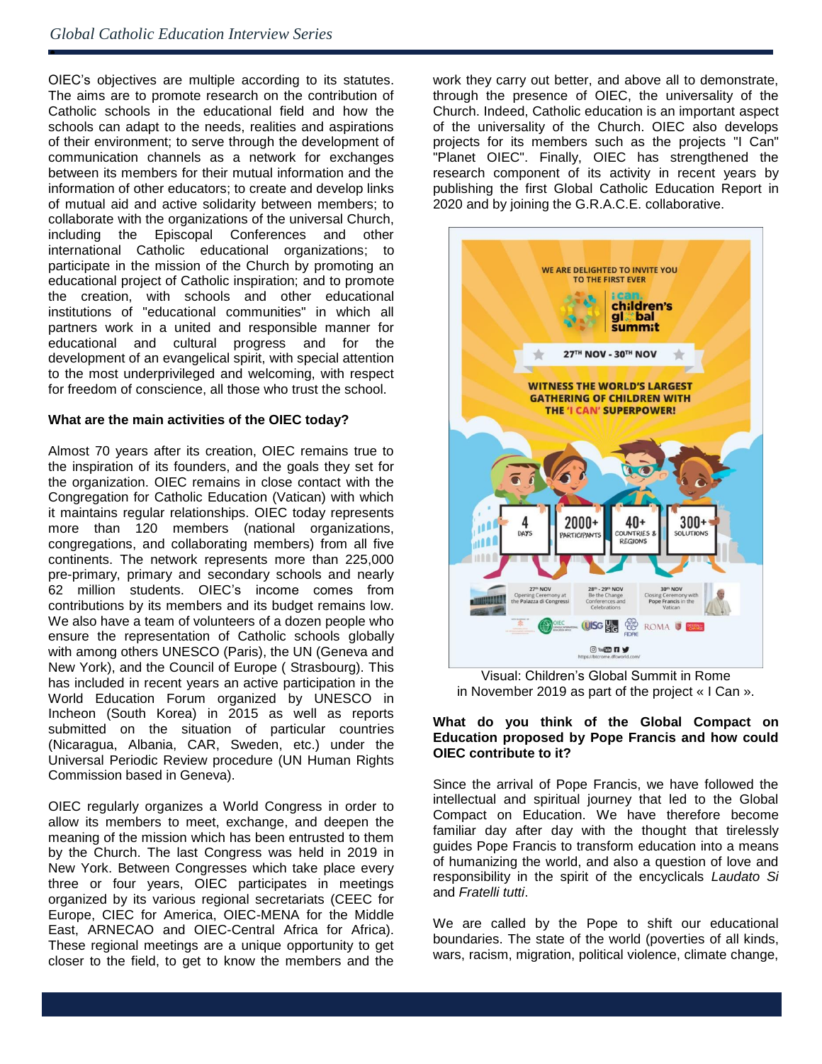OIEC's objectives are multiple according to its statutes. The aims are to promote research on the contribution of Catholic schools in the educational field and how the schools can adapt to the needs, realities and aspirations of their environment; to serve through the development of communication channels as a network for exchanges between its members for their mutual information and the information of other educators; to create and develop links of mutual aid and active solidarity between members; to collaborate with the organizations of the universal Church, including the Episcopal Conferences and other international Catholic educational organizations; to participate in the mission of the Church by promoting an educational project of Catholic inspiration; and to promote the creation, with schools and other educational institutions of "educational communities" in which all partners work in a united and responsible manner for educational and cultural progress and for the development of an evangelical spirit, with special attention to the most underprivileged and welcoming, with respect for freedom of conscience, all those who trust the school.

**What are the main activities of the OIEC today?**

Almost 70 years after its creation, OIEC remains true to the inspiration of its founders, and the goals they set for the organization. OIEC remains in close contact with the Congregation for Catholic Education (Vatican) with which it maintains regular relationships. OIEC today represents more than 120 members (national organizations, congregations, and collaborating members) from all five continents. The network represents more than 225,000 pre-primary, primary and secondary schools and nearly 62 million students. OIEC's income comes from contributions by its members and its budget remains low. We also have a team of volunteers of a dozen people who ensure the representation of Catholic schools globally with among others UNESCO (Paris), the UN (Geneva and New York), and the Council of Europe ( Strasbourg). This has included in recent years an active participation in the World Education Forum organized by UNESCO in Incheon (South Korea) in 2015 as well as reports submitted on the situation of particular countries (Nicaragua, Albania, CAR, Sweden, etc.) under the Universal Periodic Review procedure (UN Human Rights Commission based in Geneva).

OIEC regularly organizes a World Congress in order to allow its members to meet, exchange, and deepen the meaning of the mission which has been entrusted to them by the Church. The last Congress was held in 2019 in New York. Between Congresses which take place every three or four years, OIEC participates in meetings organized by its various regional secretariats (CEEC for Europe, CIEC for America, OIEC-MENA for the Middle East, ARNECAO and OIEC-Central Africa for Africa). These regional meetings are a unique opportunity to get closer to the field, to get to know the members and the work they carry out better, and above all to demonstrate, through the presence of OIEC, the universality of the Church. Indeed, Catholic education is an important aspect of the universality of the Church. OIEC also develops projects for its members such as the projects "I Can" "Planet OIEC". Finally, OIEC has strengthened the research component of its activity in recent years by publishing the first Global Catholic Education Report in 2020 and by joining the G.R.A.C.E. collaborative.

Visual: Children's Global Summit in Rome in November 2019 as part of the project « I Can ».

**What do you think of the Global Compact on Education proposed by Pope Francis and how could OIEC contribute to it?**

Since the arrival of Pope Francis, we have followed the intellectual and spiritual journey that led to the Global Compact on Education. We have therefore become familiar day after day with the thought that tirelessly guides Pope Francis to transform education into a means of humanizing the world, and also a question of love and responsibility in the spirit of the encyclicals *Laudato Si* and *Fratelli tutti*.

We are called by the Pope to shift our educational boundaries. The state of the world (poverties of all kinds, wars, racism, migration, political violence, climate change,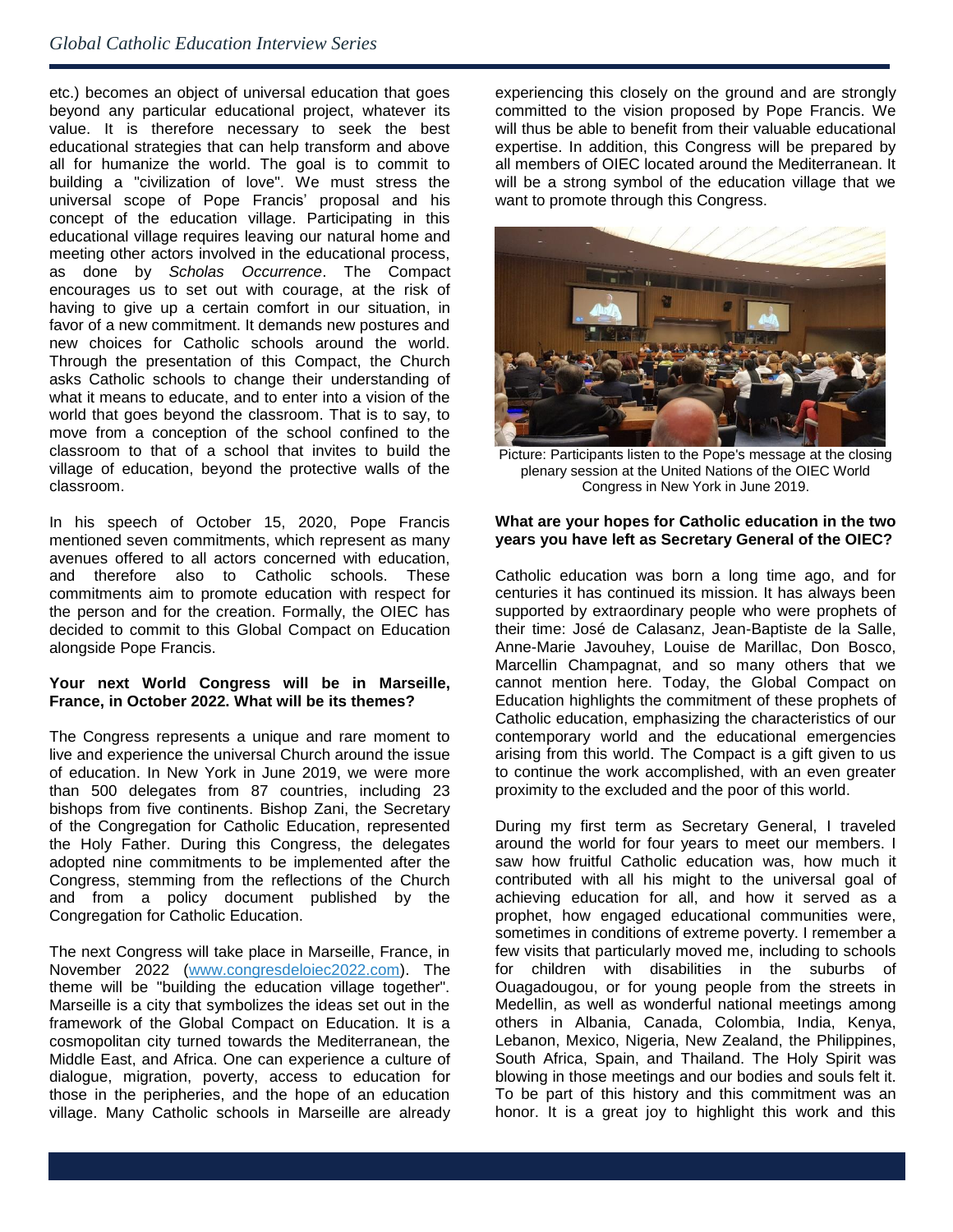etc.) becomes an object of universal education that goes beyond any particular educational project, whatever its value. It is therefore necessary to seek the best educational strategies that can help transform and above all for humanize the world. The goal is to commit to building a "civilization of love". We must stress the universal scope of Pope Francis' proposal and his concept of the education village. Participating in this educational village requires leaving our natural home and meeting other actors involved in the educational process, as done by *Scholas Occurrence*. The Compact encourages us to set out with courage, at the risk of having to give up a certain comfort in our situation, in favor of a new commitment. It demands new postures and new choices for Catholic schools around the world. Through the presentation of this Compact, the Church asks Catholic schools to change their understanding of what it means to educate, and to enter into a vision of the world that goes beyond the classroom. That is to say, to move from a conception of the school confined to the classroom to that of a school that invites to build the village of education, beyond the protective walls of the classroom.

In his speech of October 15, 2020, Pope Francis mentioned seven commitments, which represent as many avenues offered to all actors concerned with education, and therefore also to Catholic schools. These commitments aim to promote education with respect for the person and for the creation. Formally, the OIEC has decided to commit to this Global Compact on Education alongside Pope Francis.

**Your next World Congress will be in Marseille, France, in October 2022. What will be its themes?**

The Congress represents a unique and rare moment to live and experience the universal Church around the issue of education. In New York in June 2019, we were more than 500 delegates from 87 countries, including 23 bishops from five continents. Bishop Zani, the Secretary of the Congregation for Catholic Education, represented the Holy Father. During this Congress, the delegates adopted nine commitments to be implemented after the Congress, stemming from the reflections of the Church and from a policy document published by the Congregation for Catholic Education.

The next Congress will take place in Marseille, France, in November 2022 (www.congresdeloiec2022.com). The theme will be "building the education village together". Marseille is a city that symbolizes the ideas set out in the framework of the Global Compact on Education. It is a cosmopolitan city turned towards the Mediterranean, the Middle East, and Africa. One can experience a culture of dialogue, migration, poverty, access to education for those in the peripheries, and the hope of an education village. Many Catholic schools in Marseille are already experiencing this closely on the ground and are strongly committed to the vision proposed by Pope Francis. We will thus be able to benefit from their valuable educational expertise. In addition, this Congress will be prepared by all members of OIEC located around the Mediterranean. It will be a strong symbol of the education village that we want to promote through this Congress.

Picture: Participants listen to the Pope's message at the closing plenary session at the United Nations of the OIEC World Congress in New York in June 2019.

**What are your hopes for Catholic education in the two years you have left as Secretary General of the OIEC?**

Catholic education was born a long time ago, and for centuries it has continued its mission. It has always been supported by extraordinary people who were prophets of their time: José de Calasanz, Jean-Baptiste de la Salle, Anne-Marie Javouhey, Louise de Marillac, Don Bosco, Marcellin Champagnat, and so many others that we cannot mention here. Today, the Global Compact on Education highlights the commitment of these prophets of Catholic education, emphasizing the characteristics of our contemporary world and the educational emergencies arising from this world. The Compact is a gift given to us to continue the work accomplished, with an even greater proximity to the excluded and the poor of this world.

During my first term as Secretary General, I traveled around the world for four years to meet our members. I saw how fruitful Catholic education was, how much it contributed with all his might to the universal goal of achieving education for all, and how it served as a prophet, how engaged educational communities were, sometimes in conditions of extreme poverty. I remember a few visits that particularly moved me, including to schools for children with disabilities in the suburbs of Ouagadougou, or for young people from the streets in Medellin, as well as wonderful national meetings among others in Albania, Canada, Colombia, India, Kenya, Lebanon, Mexico, Nigeria, New Zealand, the Philippines, South Africa, Spain, and Thailand. The Holy Spirit was blowing in those meetings and our bodies and souls felt it. To be part of this history and this commitment was an honor. It is a great joy to highlight this work and this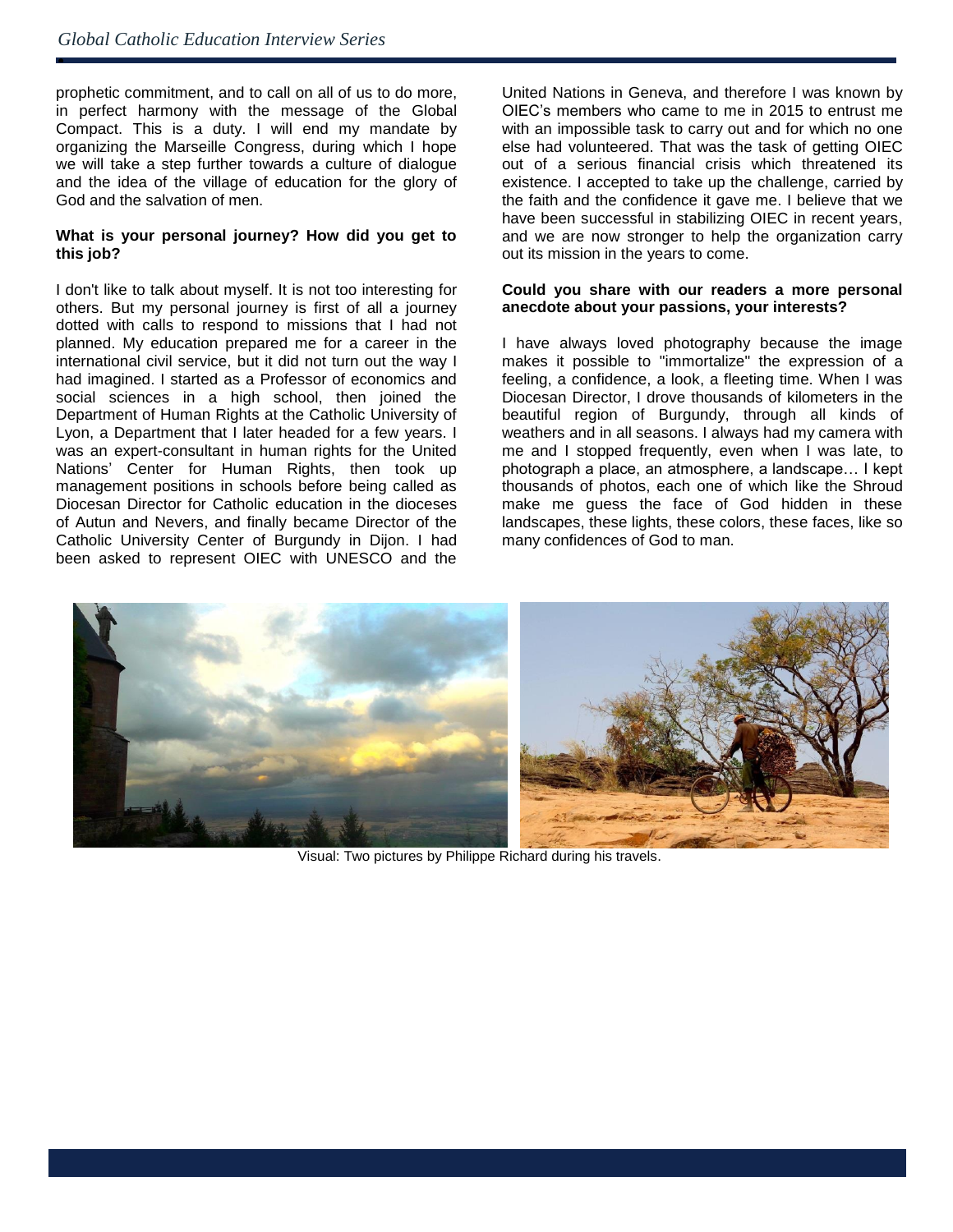prophetic commitment, and to call on all of us to do more, in perfect harmony with the message of the Global Compact. This is a duty. I will end my mandate by organizing the Marseille Congress, during which I hope we will take a step further towards a culture of dialogue and the idea of the village of education for the glory of God and the salvation of men.

**What is your personal journey? How did you get to this job?**

I don't like to talk about myself. It is not too interesting for others. But my personal journey is first of all a journey dotted with calls to respond to missions that I had not planned. My education prepared me for a career in the international civil service, but it did not turn out the way I had imagined. I started as a Professor of economics and social sciences in a high school, then joined the Department of Human Rights at the Catholic University of Lyon, a Department that I later headed for a few years. I was an expert-consultant in human rights for the United Nations' Center for Human Rights, then took up management positions in schools before being called as Diocesan Director for Catholic education in the dioceses of Autun and Nevers, and finally became Director of the Catholic University Center of Burgundy in Dijon. I had been asked to represent OIEC with UNESCO and the United Nations in Geneva, and therefore I was known by OIEC's members who came to me in 2015 to entrust me with an impossible task to carry out and for which no one else had volunteered. That was the task of getting OIEC out of a serious financial crisis which threatened its existence. I accepted to take up the challenge, carried by the faith and the confidence it gave me. I believe that we have been successful in stabilizing OIEC in recent years, and we are now stronger to help the organization carry out its mission in the years to come.

**Could you share with our readers a more personal anecdote about your passions, your interests?**

I have always loved photography because the image makes it possible to "immortalize" the expression of a feeling, a confidence, a look, a fleeting time. When I was Diocesan Director, I drove thousands of kilometers in the beautiful region of Burgundy, through all kinds of weathers and in all seasons. I always had my camera with me and I stopped frequently, even when I was late, to photograph a place, an atmosphere, a landscape… I kept thousands of photos, each one of which like the Shroud make me guess the face of God hidden in these landscapes, these lights, these colors, these faces, like so many confidences of God to man.

Visual: Two pictures by Philippe Richard during his travels.